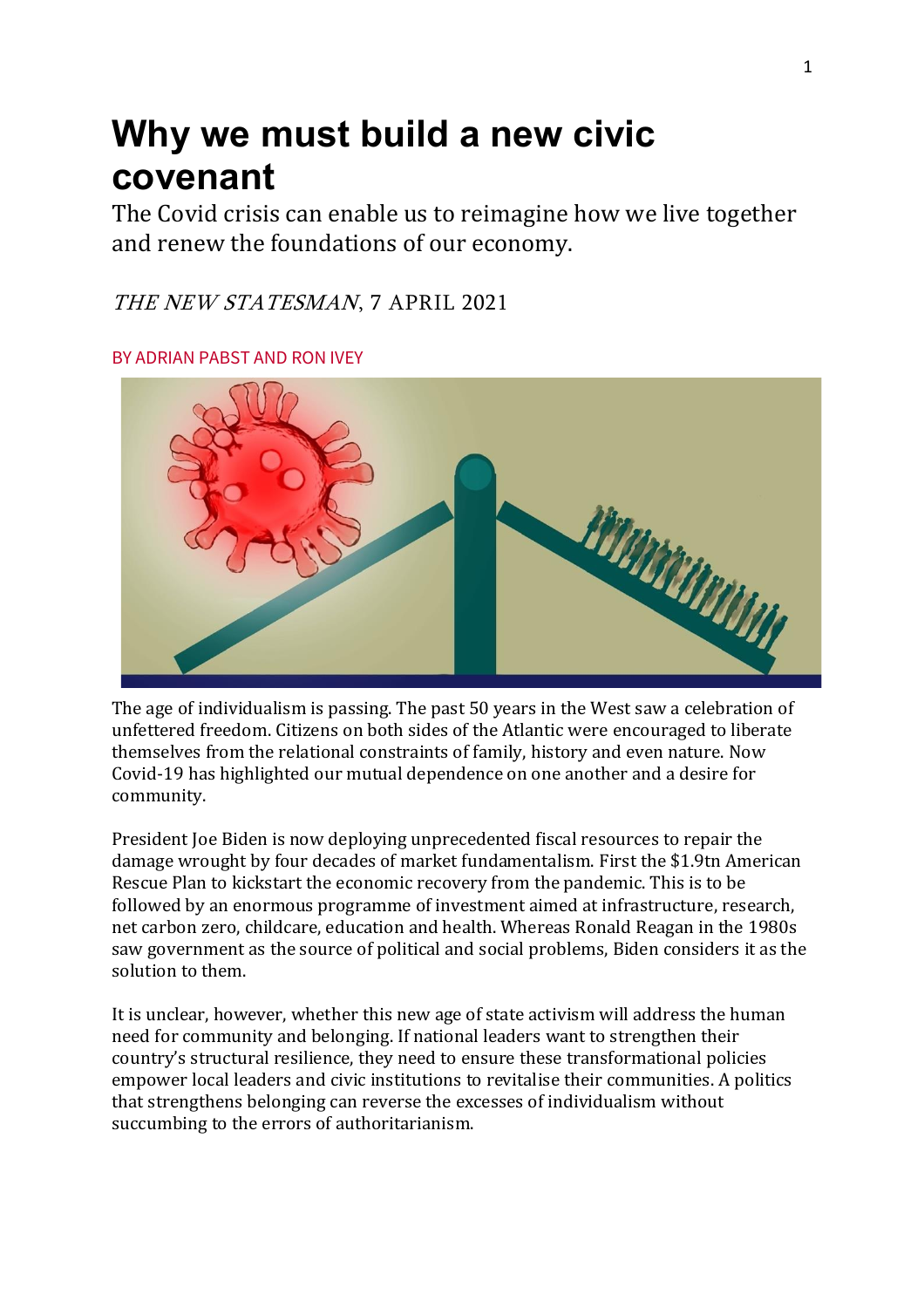# Why we must build a new civic covenant

The Covid crisis can enable us to reimagine how we live together and renew the foundations of our economy.

*THE NEW STATESMAN*, 7 APRIL 2021

BY ADRIAN PABST AND RON IVEY

The age of individualism is passing. The past 50 years in the West saw a celebration of unfettered freedom. Citizens on both sides of the Atlantic were encouraged to liberate themselves from the relational constraints of family, history and even nature. Now Covid-19 has highlighted our mutual dependence on one another and a desire for community.

President Joe Biden is now deploying unprecedented fiscal resources to repair the damage wrought by four decades of market fundamentalism. First the $1.9tn American Rescue Plan to kickstart the economic recovery from the pandemic. This is to be followed by an enormous programme of investment aimed at infrastructure, research, net carbon zero, childcare, education and health. Whereas Ronald Reagan in the 1980s saw government as the source of political and social problems, Biden considers it as the solution to them.

It is unclear, however, whether this new age of state activism will address the human need for community and belonging. If national leaders want to strengthen their country's structural resilience, they need to ensure these transformational policies empower local leaders and civic institutions to revitalise their communities. A politics that strengthens belonging can reverse the excesses of individualism without succumbing to the errors of authoritarianism.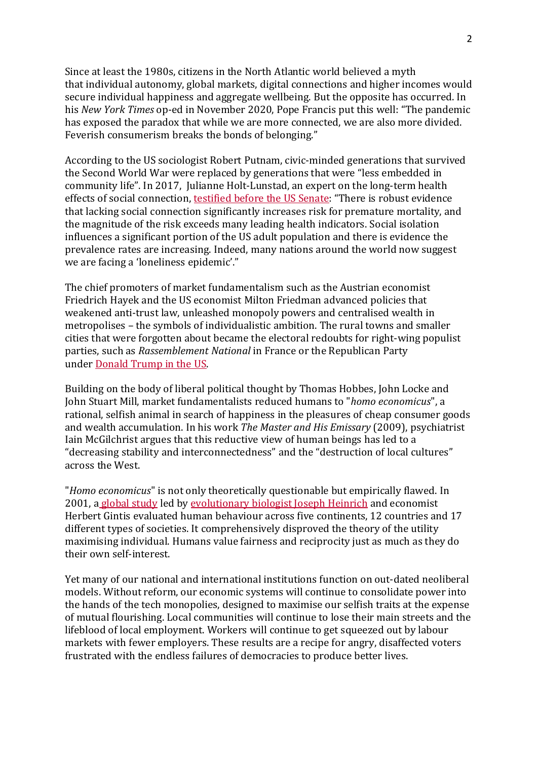Since at least the 1980s, citizens in the North Atlantic world believed a myth that individual autonomy, global markets, digital connections and higher incomes would secure individual happiness and aggregate wellbeing. But the opposite has occurred. In his *New York Times* op-ed in November 2020, Pope Francis put this well: "The pandemic has exposed the paradox that while we are more connected, we are also more divided. Feverish consumerism breaks the bonds of belonging."

According to the US sociologist Robert Putnam, civic-minded generations that survived the Second World War were replaced by generations that were "less embedded in community life". In 2017, Julianne Holt-Lunstad, an expert on the long-term health effects of social connection, testified before the US Senate: "There is robust evidence that lacking social connection significantly increases risk for premature mortality, and the magnitude of the risk exceeds many leading health indicators. Social isolation influences a significant portion of the US adult population and there is evidence the prevalence rates are increasing. Indeed, many nations around the world now suggest we are facing a 'loneliness epidemic'."

The chief promoters of market fundamentalism such as the Austrian economist Friedrich Hayek and the US economist Milton Friedman advanced policies that weakened anti-trust law, unleashed monopoly powers and centralised wealth in metropolises – the symbols of individualistic ambition. The rural towns and smaller cities that were forgotten about became the electoral redoubts for right-wing populist parties, such as *Rassemblement National* in France or the Republican Party under Donald Trump in the US.

Building on the body of liberal political thought by Thomas Hobbes, John Locke and John Stuart Mill, market fundamentalists reduced humans to "*homo economicus*", a rational, selfish animal in search of happiness in the pleasures of cheap consumer goods and wealth accumulation. In his work *The Master and His Emissary* (2009), psychiatrist Iain McGilchrist argues that this reductive view of human beings has led to a "decreasing stability and interconnectedness" and the "destruction of local cultures" across the West.

"*Homo economicus*" is not only theoretically questionable but empirically flawed. In 2001, a global study led by evolutionary biologist Joseph Heinrich and economist Herbert Gintis evaluated human behaviour across five continents, 12 countries and 17 different types of societies. It comprehensively disproved the theory of the utility maximising individual. Humans value fairness and reciprocity just as much as they do their own self-interest.

Yet many of our national and international institutions function on out-dated neoliberal models. Without reform, our economic systems will continue to consolidate power into the hands of the tech monopolies, designed to maximise our selfish traits at the expense of mutual flourishing. Local communities will continue to lose their main streets and the lifeblood of local employment. Workers will continue to get squeezed out by labour markets with fewer employers. These results are a recipe for angry, disaffected voters frustrated with the endless failures of democracies to produce better lives.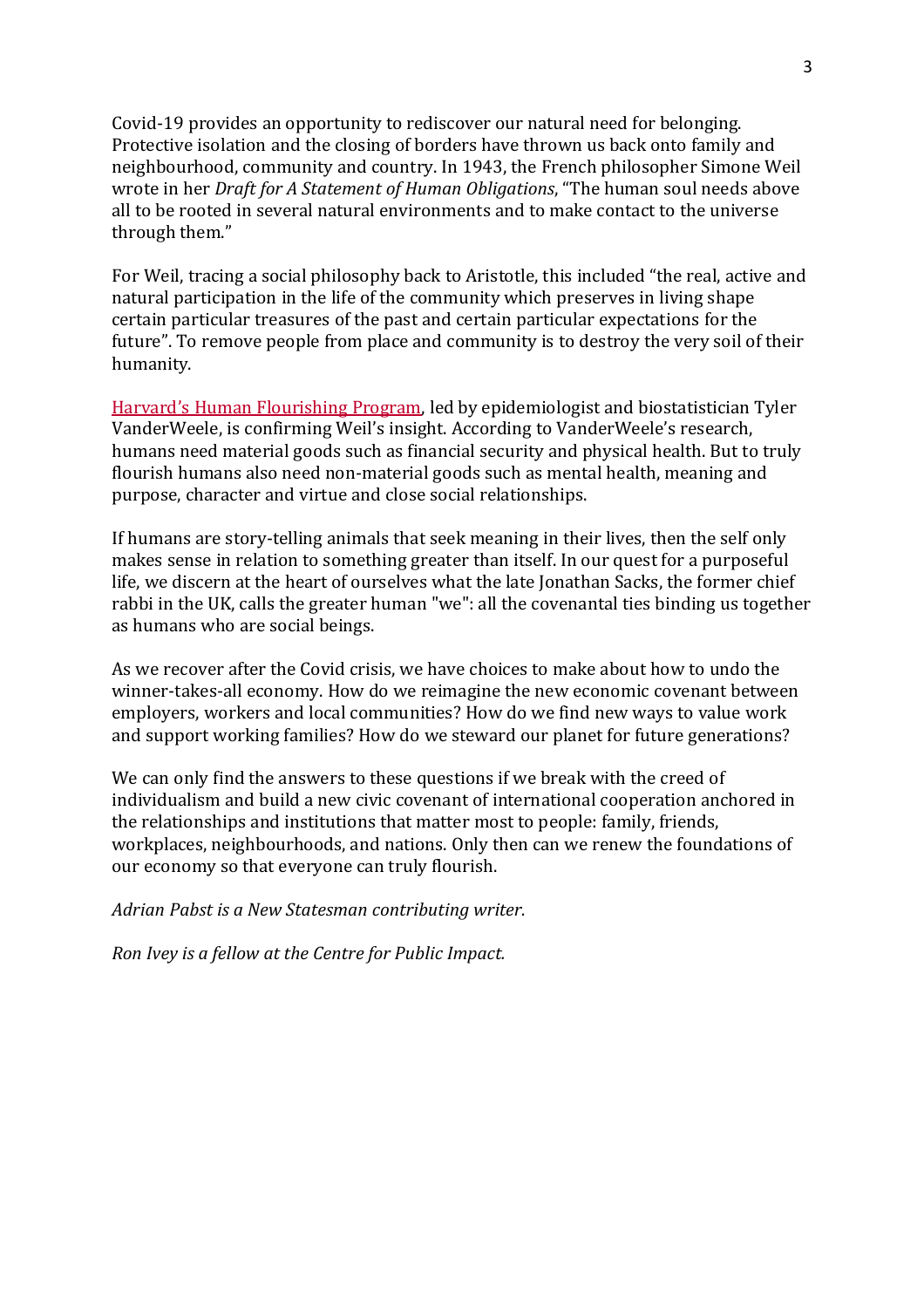Covid-19 provides an opportunity to rediscover our natural need for belonging. Protective isolation and the closing of borders have thrown us back onto family and neighbourhood, community and country. In 1943, the French philosopher Simone Weil wrote in her *Draft for A Statement of Human Obligations*, "The human soul needs above all to be rooted in several natural environments and to make contact to the universe through them."

For Weil, tracing a social philosophy back to Aristotle, this included "the real, active and natural participation in the life of the community which preserves in living shape certain particular treasures of the past and certain particular expectations for the future". To remove people from place and community is to destroy the very soil of their humanity.

Harvard's Human Flourishing Program, led by epidemiologist and biostatistician Tyler VanderWeele, is confirming Weil's insight. According to VanderWeele's research, humans need material goods such as financial security and physical health. But to truly flourish humans also need non-material goods such as mental health, meaning and purpose, character and virtue and close social relationships.

If humans are story-telling animals that seek meaning in their lives, then the self only makes sense in relation to something greater than itself. In our quest for a purposeful life, we discern at the heart of ourselves what the late Jonathan Sacks, the former chief rabbi in the UK, calls the greater human "we": all the covenantal ties binding us together as humans who are social beings.

As we recover after the Covid crisis, we have choices to make about how to undo the winner-takes-all economy. How do we reimagine the new economic covenant between employers, workers and local communities? How do we find new ways to value work and support working families? How do we steward our planet for future generations?

We can only find the answers to these questions if we break with the creed of individualism and build a new civic covenant of international cooperation anchored in the relationships and institutions that matter most to people: family, friends, workplaces, neighbourhoods, and nations. Only then can we renew the foundations of our economy so that everyone can truly flourish.

*Adrian Pabst is a New Statesman contributing writer.*

*Ron Ivey is a fellow at the Centre for Public Impact.*